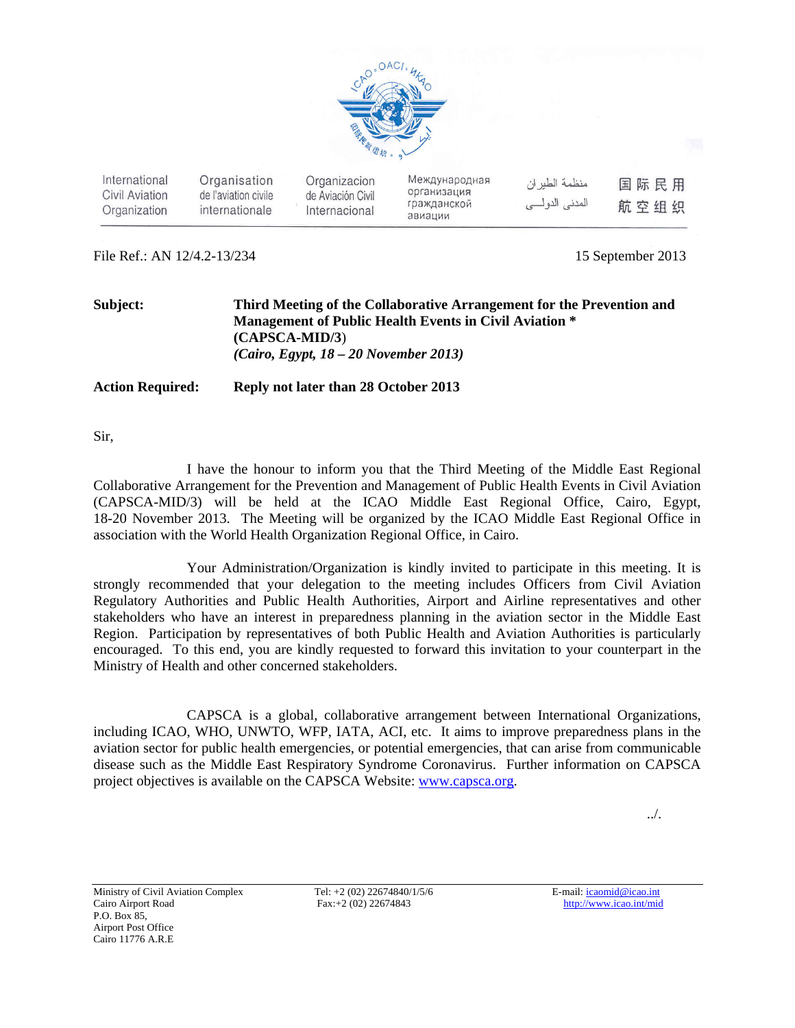International Civil Aviation Organization | Organisation de l'aviation civile internationale | Organizacion de Aviación Civil Internacional | Международная организация гражданской авиации | منظمة الطيران المدني الدولي | 国际民用航空组织

File Ref.: AN 12/4.2-13/234

15 September 2013

**Subject:** **Third Meeting of the Collaborative Arrangement for the Prevention and Management of Public Health Events in Civil Aviation * (CAPSCA-MID/3)**
***(Cairo, Egypt, 18 – 20 November 2013)***

**Action Required:** **Reply not later than 28 October 2013**

Sir,

I have the honour to inform you that the Third Meeting of the Middle East Regional Collaborative Arrangement for the Prevention and Management of Public Health Events in Civil Aviation (CAPSCA-MID/3) will be held at the ICAO Middle East Regional Office, Cairo, Egypt, 18-20 November 2013. The Meeting will be organized by the ICAO Middle East Regional Office in association with the World Health Organization Regional Office, in Cairo.

Your Administration/Organization is kindly invited to participate in this meeting. It is strongly recommended that your delegation to the meeting includes Officers from Civil Aviation Regulatory Authorities and Public Health Authorities, Airport and Airline representatives and other stakeholders who have an interest in preparedness planning in the aviation sector in the Middle East Region. Participation by representatives of both Public Health and Aviation Authorities is particularly encouraged. To this end, you are kindly requested to forward this invitation to your counterpart in the Ministry of Health and other concerned stakeholders.

CAPSCA is a global, collaborative arrangement between International Organizations, including ICAO, WHO, UNWTO, WFP, IATA, ACI, etc. It aims to improve preparedness plans in the aviation sector for public health emergencies, or potential emergencies, that can arise from communicable disease such as the Middle East Respiratory Syndrome Coronavirus. Further information on CAPSCA project objectives is available on the CAPSCA Website: www.capsca.org.

../.

Ministry of Civil Aviation Complex
Cairo Airport Road
P.O. Box 85,
Airport Post Office
Cairo 11776 A.R.E

Tel: +2 (02) 22674840/1/5/6
Fax:+2 (02) 22674843

E-mail: icaomid@icao.int
http://www.icao.int/mid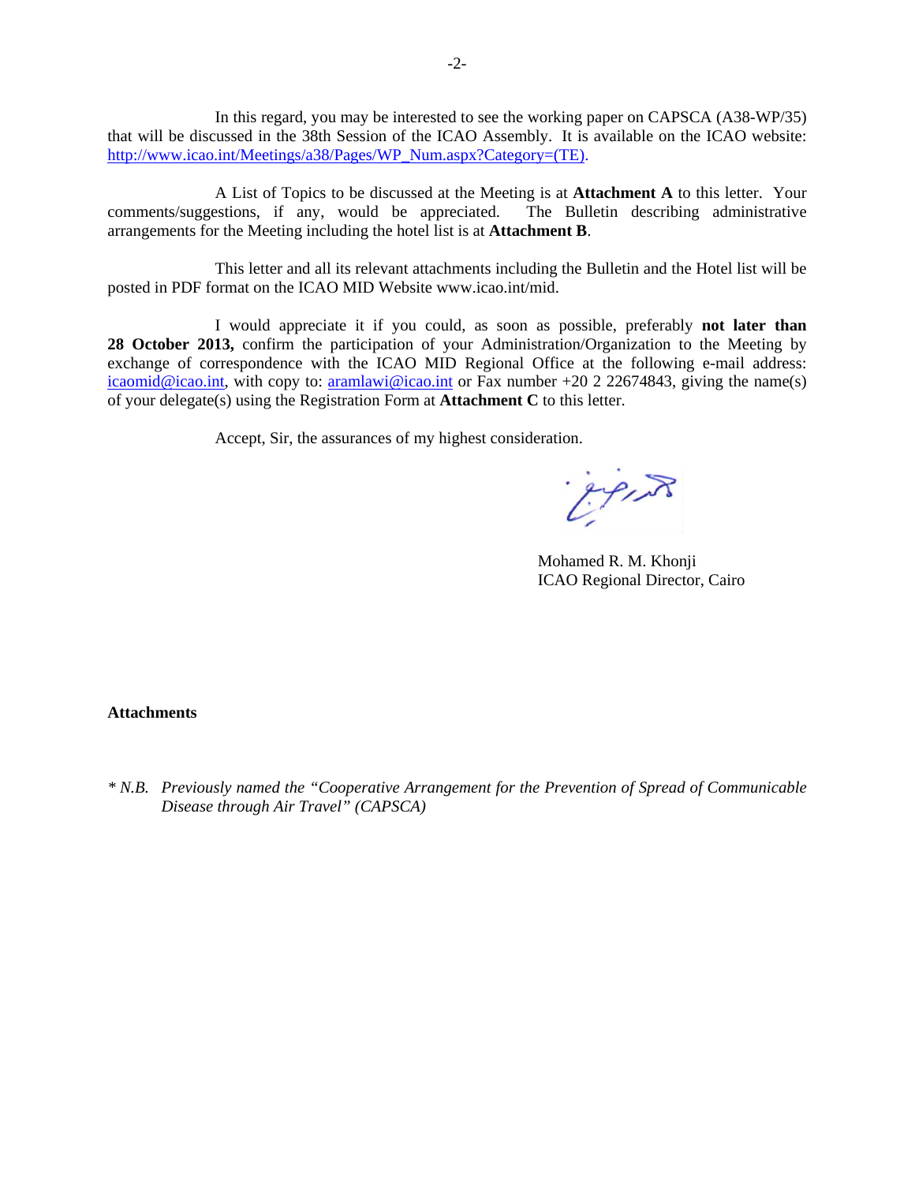In this regard, you may be interested to see the working paper on CAPSCA (A38-WP/35) that will be discussed in the 38th Session of the ICAO Assembly. It is available on the ICAO website: http://www.icao.int/Meetings/a38/Pages/WP_Num.aspx?Category=(TE).

A List of Topics to be discussed at the Meeting is at **Attachment A** to this letter. Your comments/suggestions, if any, would be appreciated. The Bulletin describing administrative arrangements for the Meeting including the hotel list is at **Attachment B**.

This letter and all its relevant attachments including the Bulletin and the Hotel list will be posted in PDF format on the ICAO MID Website www.icao.int/mid.

I would appreciate it if you could, as soon as possible, preferably **not later than 28 October 2013,** confirm the participation of your Administration/Organization to the Meeting by exchange of correspondence with the ICAO MID Regional Office at the following e-mail address: icaomid@icao.int, with copy to: aramlawi@icao.int or Fax number +20 2 22674843, giving the name(s) of your delegate(s) using the Registration Form at **Attachment C** to this letter.

Accept, Sir, the assurances of my highest consideration.

Mohamed R. M. Khonji
ICAO Regional Director, Cairo

**Attachments**

\* *N.B. Previously named the "Cooperative Arrangement for the Prevention of Spread of Communicable Disease through Air Travel" (CAPSCA)*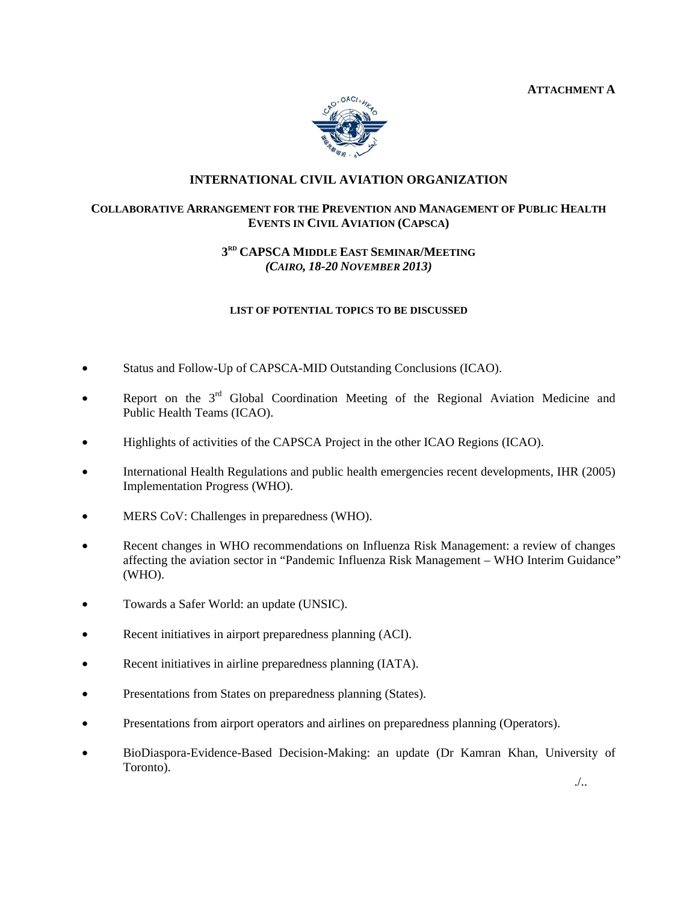**ATTACHMENT A**

# INTERNATIONAL CIVIL AVIATION ORGANIZATION

## COLLABORATIVE ARRANGEMENT FOR THE PREVENTION AND MANAGEMENT OF PUBLIC HEALTH EVENTS IN CIVIL AVIATION (CAPSCA)

### 3RD CAPSCA MIDDLE EAST SEMINAR/MEETING
*(CAIRO, 18-20 NOVEMBER 2013)*

**LIST OF POTENTIAL TOPICS TO BE DISCUSSED**

- Status and Follow-Up of CAPSCA-MID Outstanding Conclusions (ICAO).
- Report on the 3rd Global Coordination Meeting of the Regional Aviation Medicine and Public Health Teams (ICAO).
- Highlights of activities of the CAPSCA Project in the other ICAO Regions (ICAO).
- International Health Regulations and public health emergencies recent developments, IHR (2005) Implementation Progress (WHO).
- MERS CoV: Challenges in preparedness (WHO).
- Recent changes in WHO recommendations on Influenza Risk Management: a review of changes affecting the aviation sector in "Pandemic Influenza Risk Management – WHO Interim Guidance" (WHO).
- Towards a Safer World: an update (UNSIC).
- Recent initiatives in airport preparedness planning (ACI).
- Recent initiatives in airline preparedness planning (IATA).
- Presentations from States on preparedness planning (States).
- Presentations from airport operators and airlines on preparedness planning (Operators).
- BioDiaspora-Evidence-Based Decision-Making: an update (Dr Kamran Khan, University of Toronto).

./..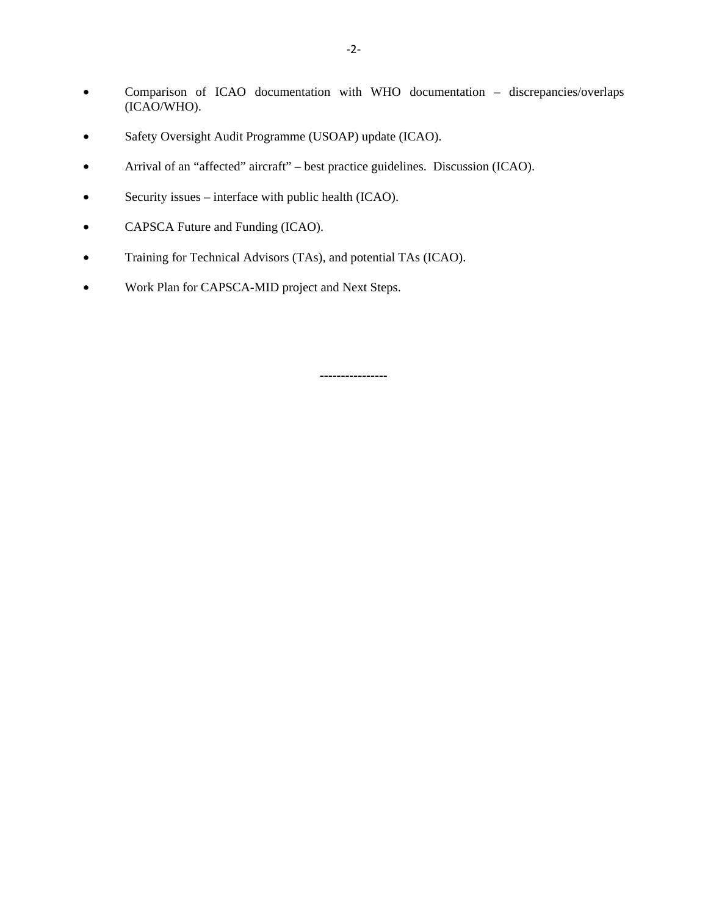- Comparison of ICAO documentation with WHO documentation – discrepancies/overlaps (ICAO/WHO).
- Safety Oversight Audit Programme (USOAP) update (ICAO).
- Arrival of an "affected" aircraft – best practice guidelines. Discussion (ICAO).
- Security issues – interface with public health (ICAO).
- CAPSCA Future and Funding (ICAO).
- Training for Technical Advisors (TAs), and potential TAs (ICAO).
- Work Plan for CAPSCA-MID project and Next Steps.

----------------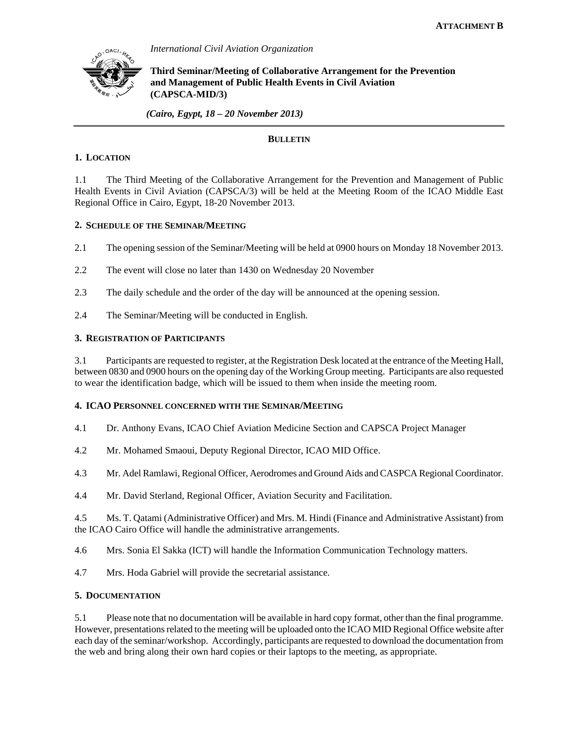**ATTACHMENT B**

*International Civil Aviation Organization*

**Third Seminar/Meeting of Collaborative Arrangement for the Prevention and Management of Public Health Events in Civil Aviation (CAPSCA-MID/3)**

***(Cairo, Egypt, 18 – 20 November 2013)***

**BULLETIN**

## 1. LOCATION

1.1 The Third Meeting of the Collaborative Arrangement for the Prevention and Management of Public Health Events in Civil Aviation (CAPSCA/3) will be held at the Meeting Room of the ICAO Middle East Regional Office in Cairo, Egypt, 18-20 November 2013.

## 2. SCHEDULE OF THE SEMINAR/MEETING

2.1 The opening session of the Seminar/Meeting will be held at 0900 hours on Monday 18 November 2013.

2.2 The event will close no later than 1430 on Wednesday 20 November

2.3 The daily schedule and the order of the day will be announced at the opening session.

2.4 The Seminar/Meeting will be conducted in English.

## 3. REGISTRATION OF PARTICIPANTS

3.1 Participants are requested to register, at the Registration Desk located at the entrance of the Meeting Hall, between 0830 and 0900 hours on the opening day of the Working Group meeting. Participants are also requested to wear the identification badge, which will be issued to them when inside the meeting room.

## 4. ICAO PERSONNEL CONCERNED WITH THE SEMINAR/MEETING

4.1 Dr. Anthony Evans, ICAO Chief Aviation Medicine Section and CAPSCA Project Manager

4.2 Mr. Mohamed Smaoui, Deputy Regional Director, ICAO MID Office.

4.3 Mr. Adel Ramlawi, Regional Officer, Aerodromes and Ground Aids and CASPCA Regional Coordinator.

4.4 Mr. David Sterland, Regional Officer, Aviation Security and Facilitation.

4.5 Ms. T. Qatami (Administrative Officer) and Mrs. M. Hindi (Finance and Administrative Assistant) from the ICAO Cairo Office will handle the administrative arrangements.

4.6 Mrs. Sonia El Sakka (ICT) will handle the Information Communication Technology matters.

4.7 Mrs. Hoda Gabriel will provide the secretarial assistance.

## 5. DOCUMENTATION

5.1 Please note that no documentation will be available in hard copy format, other than the final programme. However, presentations related to the meeting will be uploaded onto the ICAO MID Regional Office website after each day of the seminar/workshop. Accordingly, participants are requested to download the documentation from the web and bring along their own hard copies or their laptops to the meeting, as appropriate.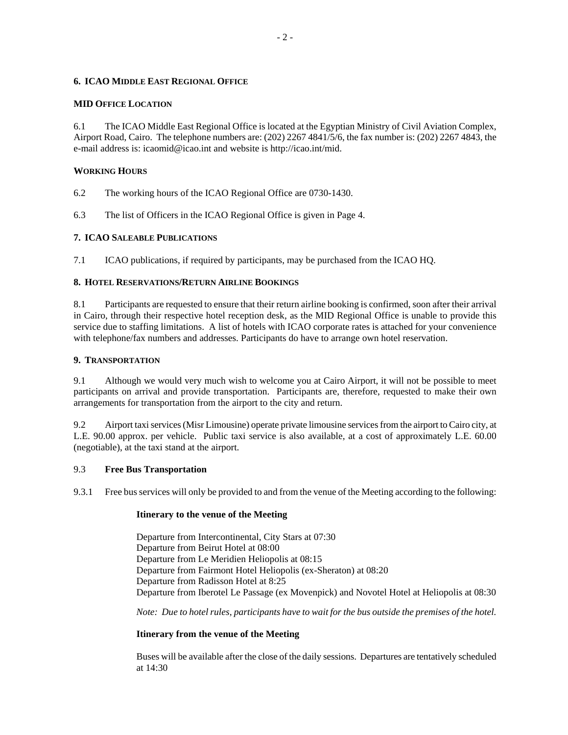## 6. ICAO MIDDLE EAST REGIONAL OFFICE

### MID OFFICE LOCATION

6.1 The ICAO Middle East Regional Office is located at the Egyptian Ministry of Civil Aviation Complex, Airport Road, Cairo. The telephone numbers are: (202) 2267 4841/5/6, the fax number is: (202) 2267 4843, the e-mail address is: icaomid@icao.int and website is http://icao.int/mid.

### WORKING HOURS

6.2 The working hours of the ICAO Regional Office are 0730-1430.

6.3 The list of Officers in the ICAO Regional Office is given in Page 4.

## 7. ICAO SALEABLE PUBLICATIONS

7.1 ICAO publications, if required by participants, may be purchased from the ICAO HQ.

## 8. HOTEL RESERVATIONS/RETURN AIRLINE BOOKINGS

8.1 Participants are requested to ensure that their return airline booking is confirmed, soon after their arrival in Cairo, through their respective hotel reception desk, as the MID Regional Office is unable to provide this service due to staffing limitations. A list of hotels with ICAO corporate rates is attached for your convenience with telephone/fax numbers and addresses. Participants do have to arrange own hotel reservation.

## 9. TRANSPORTATION

9.1 Although we would very much wish to welcome you at Cairo Airport, it will not be possible to meet participants on arrival and provide transportation. Participants are, therefore, requested to make their own arrangements for transportation from the airport to the city and return.

9.2 Airport taxi services (Misr Limousine) operate private limousine services from the airport to Cairo city, at L.E. 90.00 approx. per vehicle. Public taxi service is also available, at a cost of approximately L.E. 60.00 (negotiable), at the taxi stand at the airport.

9.3 **Free Bus Transportation**

9.3.1 Free bus services will only be provided to and from the venue of the Meeting according to the following:

**Itinerary to the venue of the Meeting**

Departure from Intercontinental, City Stars at 07:30
Departure from Beirut Hotel at 08:00
Departure from Le Meridien Heliopolis at 08:15
Departure from Fairmont Hotel Heliopolis (ex-Sheraton) at 08:20
Departure from Radisson Hotel at 8:25
Departure from Iberotel Le Passage (ex Movenpick) and Novotel Hotel at Heliopolis at 08:30

*Note: Due to hotel rules, participants have to wait for the bus outside the premises of the hotel.*

**Itinerary from the venue of the Meeting**

Buses will be available after the close of the daily sessions. Departures are tentatively scheduled at 14:30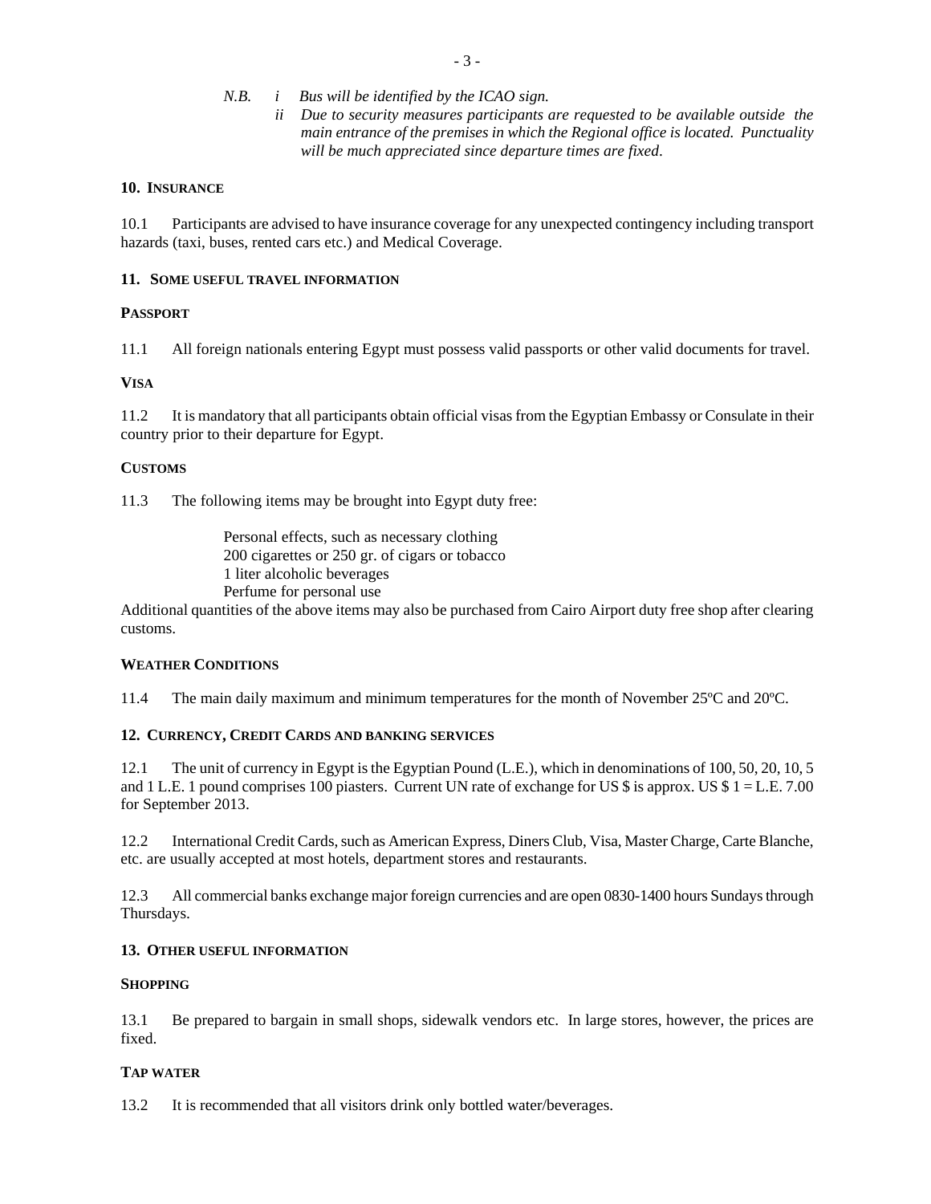*N.B. i Bus will be identified by the ICAO sign.*

*ii Due to security measures participants are requested to be available outside the main entrance of the premises in which the Regional office is located. Punctuality will be much appreciated since departure times are fixed.*

**10. INSURANCE**

10.1 Participants are advised to have insurance coverage for any unexpected contingency including transport hazards (taxi, buses, rented cars etc.) and Medical Coverage.

**11. SOME USEFUL TRAVEL INFORMATION**

**PASSPORT**

11.1 All foreign nationals entering Egypt must possess valid passports or other valid documents for travel.

**VISA**

11.2 It is mandatory that all participants obtain official visas from the Egyptian Embassy or Consulate in their country prior to their departure for Egypt.

**CUSTOMS**

11.3 The following items may be brought into Egypt duty free:

Personal effects, such as necessary clothing
200 cigarettes or 250 gr. of cigars or tobacco
1 liter alcoholic beverages
Perfume for personal use

Additional quantities of the above items may also be purchased from Cairo Airport duty free shop after clearing customs.

**WEATHER CONDITIONS**

11.4 The main daily maximum and minimum temperatures for the month of November 25ºC and 20ºC.

**12. CURRENCY, CREDIT CARDS AND BANKING SERVICES**

12.1 The unit of currency in Egypt is the Egyptian Pound (L.E.), which in denominations of 100, 50, 20, 10, 5 and 1 L.E. 1 pound comprises 100 piasters. Current UN rate of exchange for US $ is approx. US $ 1 = L.E. 7.00 for September 2013.

12.2 International Credit Cards, such as American Express, Diners Club, Visa, Master Charge, Carte Blanche, etc. are usually accepted at most hotels, department stores and restaurants.

12.3 All commercial banks exchange major foreign currencies and are open 0830-1400 hours Sundays through Thursdays.

**13. OTHER USEFUL INFORMATION**

**SHOPPING**

13.1 Be prepared to bargain in small shops, sidewalk vendors etc. In large stores, however, the prices are fixed.

**TAP WATER**

13.2 It is recommended that all visitors drink only bottled water/beverages.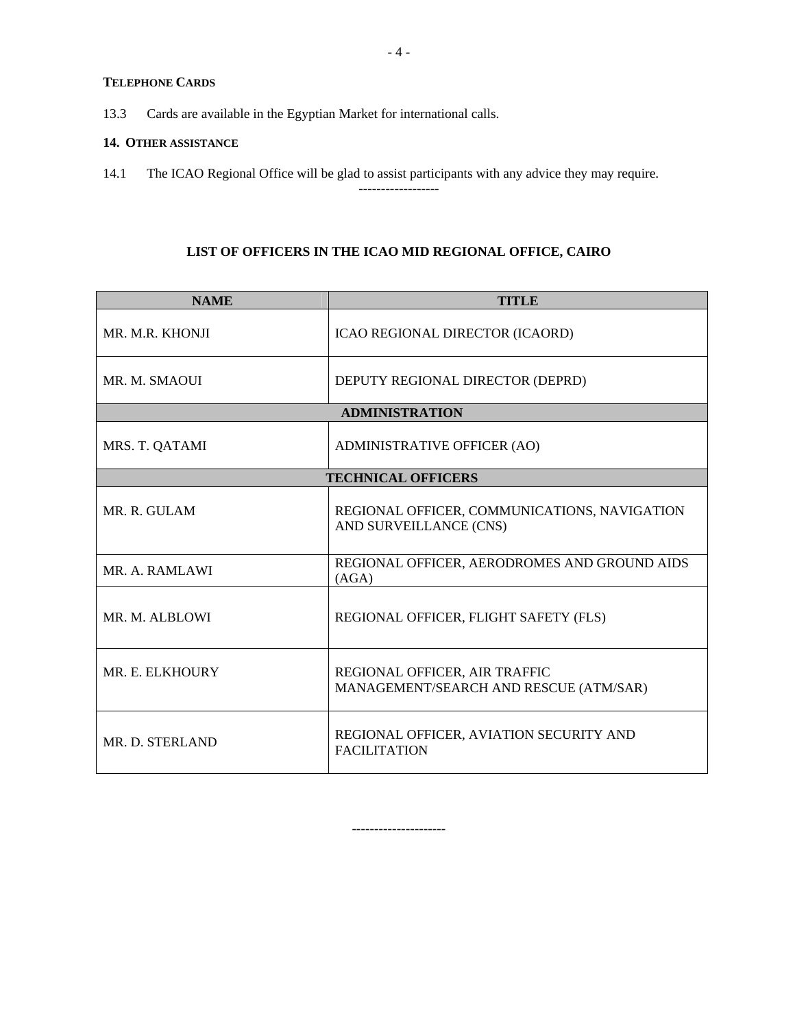**TELEPHONE CARDS**

13.3 Cards are available in the Egyptian Market for international calls.

**14. OTHER ASSISTANCE**

14.1 The ICAO Regional Office will be glad to assist participants with any advice they may require.

------------------

**LIST OF OFFICERS IN THE ICAO MID REGIONAL OFFICE, CAIRO**

| NAME | TITLE |
|---|---|
| MR. M.R. KHONJI | ICAO REGIONAL DIRECTOR (ICAORD) |
| MR. M. SMAOUI | DEPUTY REGIONAL DIRECTOR (DEPRD) |
| **ADMINISTRATION** | |
| MRS. T. QATAMI | ADMINISTRATIVE OFFICER (AO) |
| **TECHNICAL OFFICERS** | |
| MR. R. GULAM | REGIONAL OFFICER, COMMUNICATIONS, NAVIGATION AND SURVEILLANCE (CNS) |
| MR. A. RAMLAWI | REGIONAL OFFICER, AERODROMES AND GROUND AIDS (AGA) |
| MR. M. ALBLOWI | REGIONAL OFFICER, FLIGHT SAFETY (FLS) |
| MR. E. ELKHOURY | REGIONAL OFFICER, AIR TRAFFIC MANAGEMENT/SEARCH AND RESCUE (ATM/SAR) |
| MR. D. STERLAND | REGIONAL OFFICER, AVIATION SECURITY AND FACILITATION |

--------------------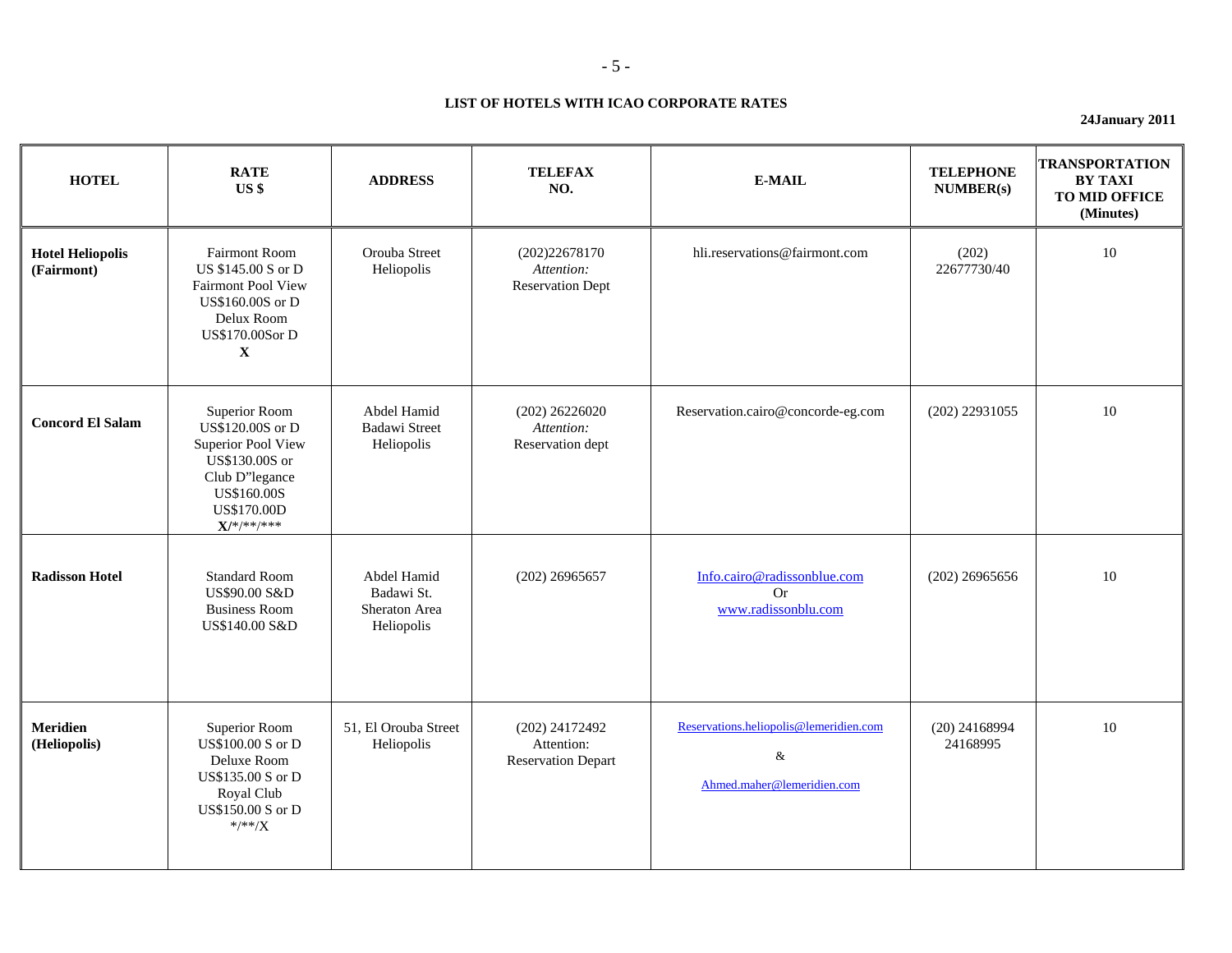**LIST OF HOTELS WITH ICAO CORPORATE RATES**

**24January 2011**

| HOTEL | RATE US $ | ADDRESS | TELEFAX NO. | E-MAIL | TELEPHONE NUMBER(s) | TRANSPORTATION BY TAXI TO MID OFFICE (Minutes) |
|---|---|---|---|---|---|---|
| **Hotel Heliopolis (Fairmont)** | Fairmont Room US $145.00 S or D Fairmont Pool View US$160.00S or D Delux Room US$170.00Sor D **X** | Orouba Street Heliopolis | (202)22678170 *Attention:* Reservation Dept | hli.reservations@fairmont.com | (202) 22677730/40 | 10 |
| **Concord El Salam** | Superior Room US$120.00S or D Superior Pool View US$130.00S or Club D"legance US$160.00S US$170.00D **X**/*/**/*** | Abdel Hamid Badawi Street Heliopolis | (202) 26226020 *Attention:* Reservation dept | Reservation.cairo@concorde-eg.com | (202) 22931055 | 10 |
| **Radisson Hotel** | Standard Room US$90.00 S&D Business Room US$140.00 S&D | Abdel Hamid Badawi St. Sheraton Area Heliopolis | (202) 26965657 | Info.cairo@radissonblue.com Or www.radissonblu.com | (202) 26965656 | 10 |
| **Meridien (Heliopolis)** | Superior Room US$100.00 S or D Deluxe Room US$135.00 S or D Royal Club US$150.00 S or D */**/X | 51, El Orouba Street Heliopolis | (202) 24172492 Attention: Reservation Depart | Reservations.heliopolis@lemeridien.com & Ahmed.maher@lemeridien.com | (20) 24168994 24168995 | 10 |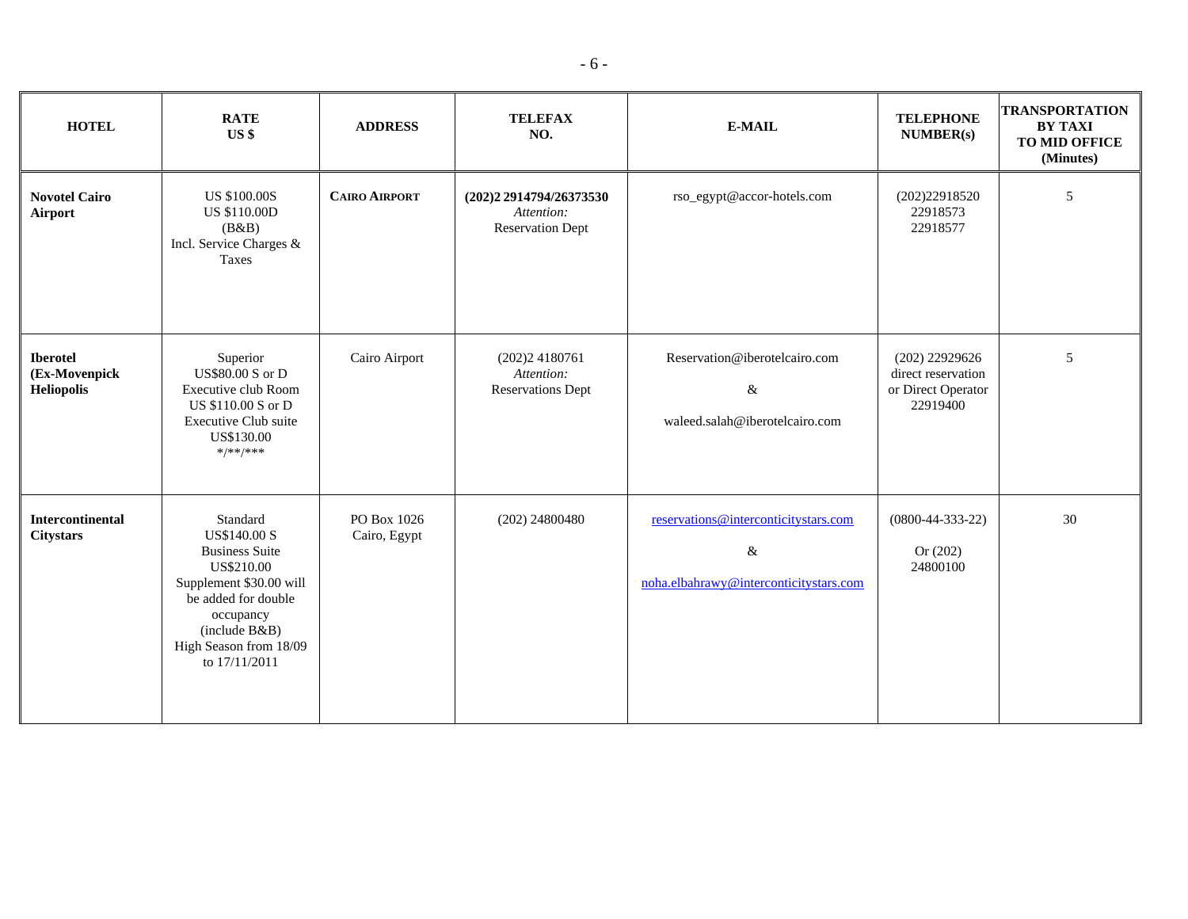| HOTEL | RATE US $ | ADDRESS | TELEFAX NO. | E-MAIL | TELEPHONE NUMBER(s) | TRANSPORTATION BY TAXI TO MID OFFICE (Minutes) |
|---|---|---|---|---|---|---|
| **Novotel Cairo Airport** | US $100.00S<br>US $110.00D<br>(B&B)<br>Incl. Service Charges & Taxes | **CAIRO AIRPORT** | **(202)2 2914794/26373530**<br>*Attention:*<br>Reservation Dept | rso_egypt@accor-hotels.com | (202)22918520<br>22918573<br>22918577 | 5 |
| **Iberotel (Ex-Movenpick Heliopolis** | Superior<br>US$80.00 S or D<br>Executive club Room<br>US $110.00 S or D<br>Executive Club suite<br>US$130.00<br>*/**/*** | Cairo Airport | (202)2 4180761<br>*Attention:*<br>Reservations Dept | Reservation@iberotelcairo.com<br>&<br>waleed.salah@iberotelcairo.com | (202) 22929626<br>direct reservation<br>or Direct Operator<br>22919400 | 5 |
| **Intercontinental Citystars** | Standard<br>US$140.00 S<br>Business Suite<br>US$210.00<br>Supplement $30.00 will be added for double occupancy<br>(include B&B)<br>High Season from 18/09 to 17/11/2011 | PO Box 1026<br>Cairo, Egypt | (202) 24800480 | reservations@interconticitystars.com<br>&<br>noha.elbahrawy@interconticitystars.com | (0800-44-333-22)<br>Or (202)<br>24800100 | 30 |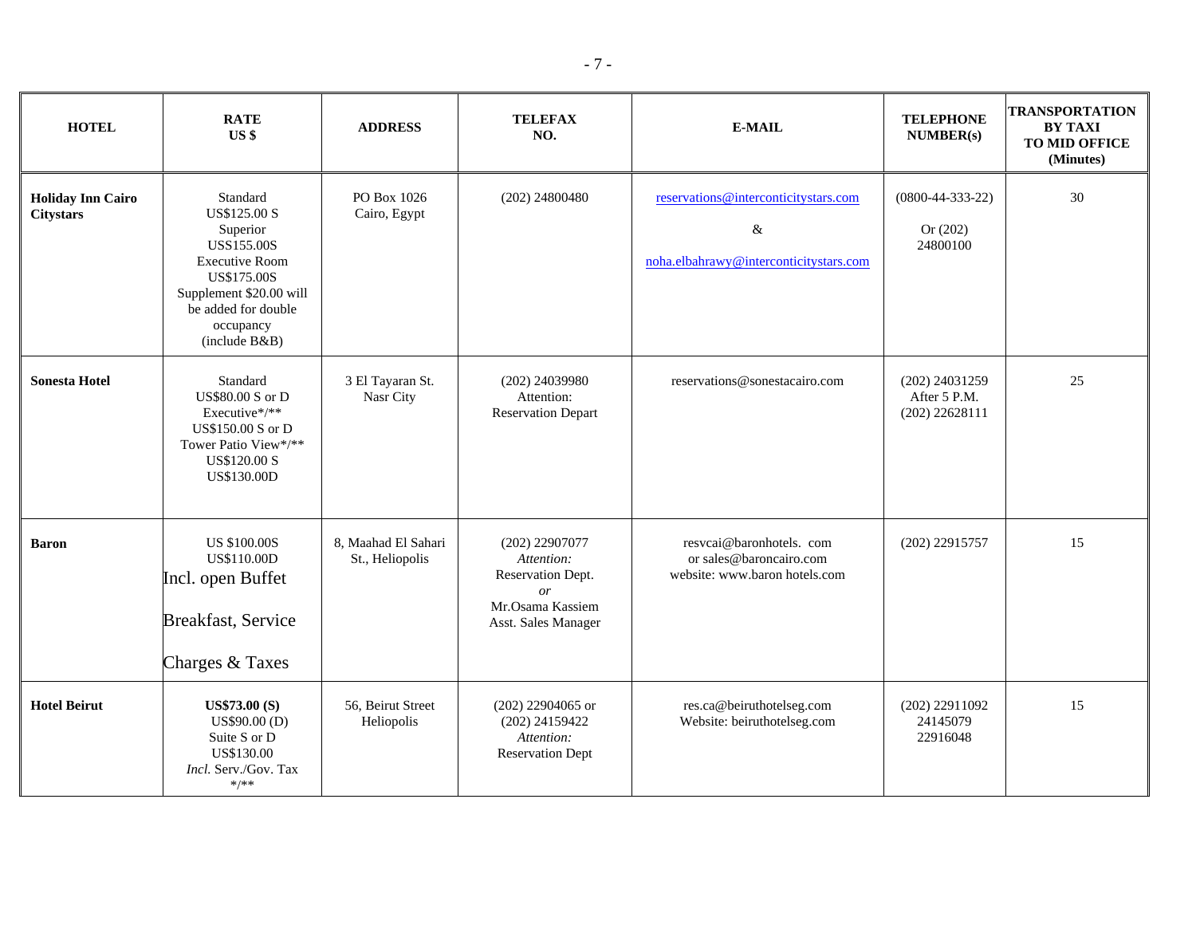| HOTEL | RATE US $ | ADDRESS | TELEFAX NO. | E-MAIL | TELEPHONE NUMBER(s) | TRANSPORTATION BY TAXI TO MID OFFICE (Minutes) |
|---|---|---|---|---|---|---|
| **Holiday Inn Cairo Citystars** | Standard US$125.00 S Superior USS155.00S Executive Room US$175.00S Supplement $20.00 will be added for double occupancy (include B&B) | PO Box 1026 Cairo, Egypt | (202) 24800480 | reservations@interconticitystars.com & noha.elbahrawy@interconticitystars.com | (0800-44-333-22) Or (202) 24800100 | 30 |
| **Sonesta Hotel** | Standard US$80.00 S or D Executive*/** US$150.00 S or D Tower Patio View*/** US$120.00 S US$130.00D | 3 El Tayaran St. Nasr City | (202) 24039980 Attention: Reservation Depart | reservations@sonestacairo.com | (202) 24031259 After 5 P.M. (202) 22628111 | 25 |
| **Baron** | US $100.00S US$110.00D Incl. open Buffet Breakfast, Service Charges & Taxes | 8, Maahad El Sahari St., Heliopolis | (202) 22907077 *Attention:* Reservation Dept. *or* Mr.Osama Kassiem Asst. Sales Manager | resvcai@baronhotels. com or sales@baroncairo.com website: www.baron hotels.com | (202) 22915757 | 15 |
| **Hotel Beirut** | **US$73.00 (S)** US$90.00 (D) Suite S or D US$130.00 *Incl.* Serv./Gov. Tax */** | 56, Beirut Street Heliopolis | (202) 22904065 or (202) 24159422 *Attention:* Reservation Dept | res.ca@beiruthotelseg.com Website: beiruthotelseg.com | (202) 22911092 24145079 22916048 | 15 |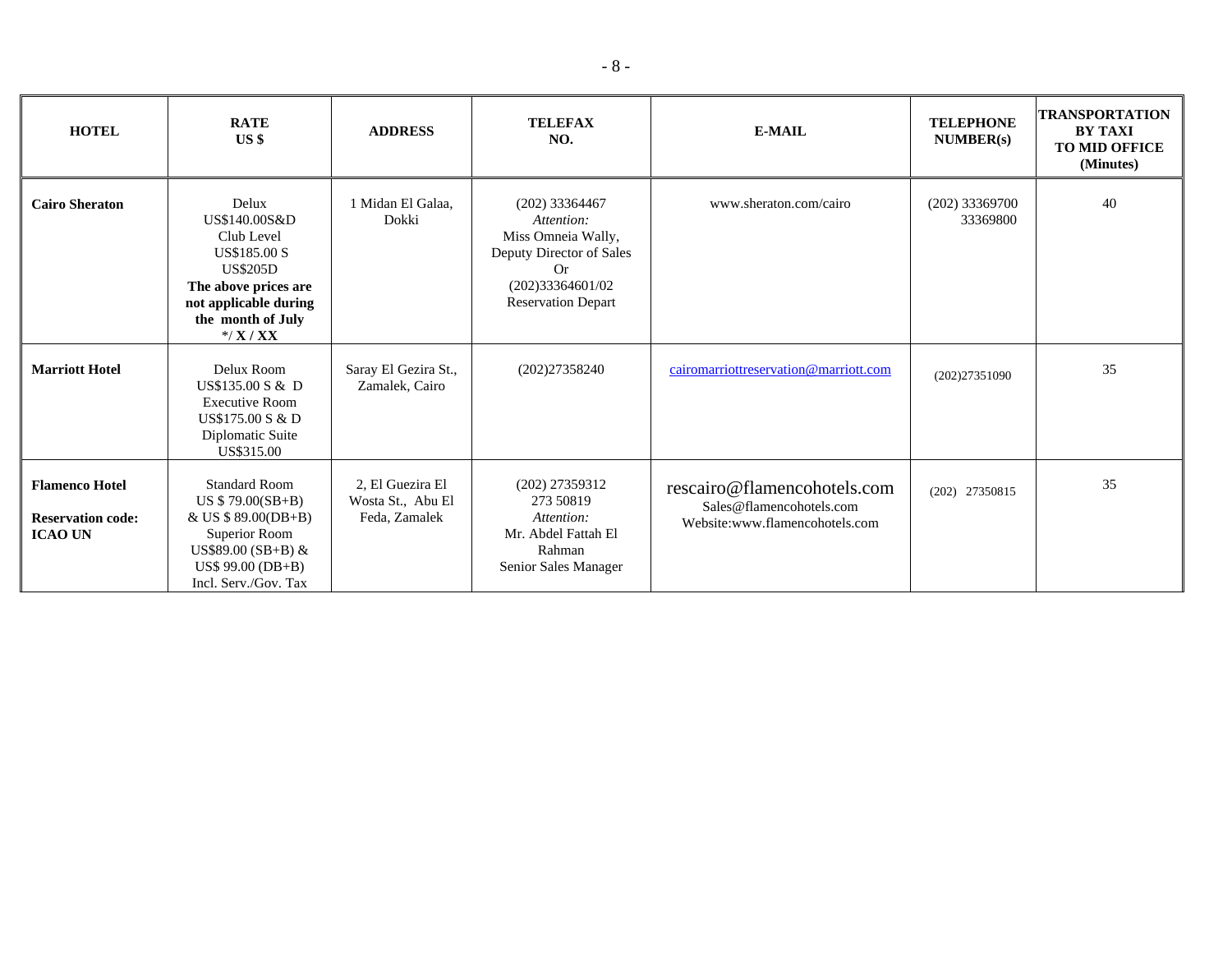| HOTEL | RATE US $ | ADDRESS | TELEFAX NO. | E-MAIL | TELEPHONE NUMBER(s) | TRANSPORTATION BY TAXI TO MID OFFICE (Minutes) |
|---|---|---|---|---|---|---|
| **Cairo Sheraton** | Delux US$140.00S&D Club Level US$185.00 S US$205D **The above prices are not applicable during the month of July** */ **X / XX** | 1 Midan El Galaa, Dokki | (202) 33364467 *Attention:* Miss Omneia Wally, Deputy Director of Sales Or (202)33364601/02 Reservation Depart | www.sheraton.com/cairo | (202) 33369700 33369800 | 40 |
| **Marriott Hotel** | Delux Room US$135.00 S & D Executive Room US$175.00 S & D Diplomatic Suite US$315.00 | Saray El Gezira St., Zamalek, Cairo | (202)27358240 | cairomarriottreservation@marriott.com | (202)27351090 | 35 |
| **Flamenco Hotel** **Reservation code: ICAO UN** | Standard Room US $ 79.00(SB+B) & US $ 89.00(DB+B) Superior Room US$89.00 (SB+B) & US$ 99.00 (DB+B) Incl. Serv./Gov. Tax | 2, El Guezira El Wosta St., Abu El Feda, Zamalek | (202) 27359312 273 50819 *Attention:* Mr. Abdel Fattah El Rahman Senior Sales Manager | rescairo@flamencohotels.com Sales@flamencohotels.com Website:www.flamencohotels.com | (202) 27350815 | 35 |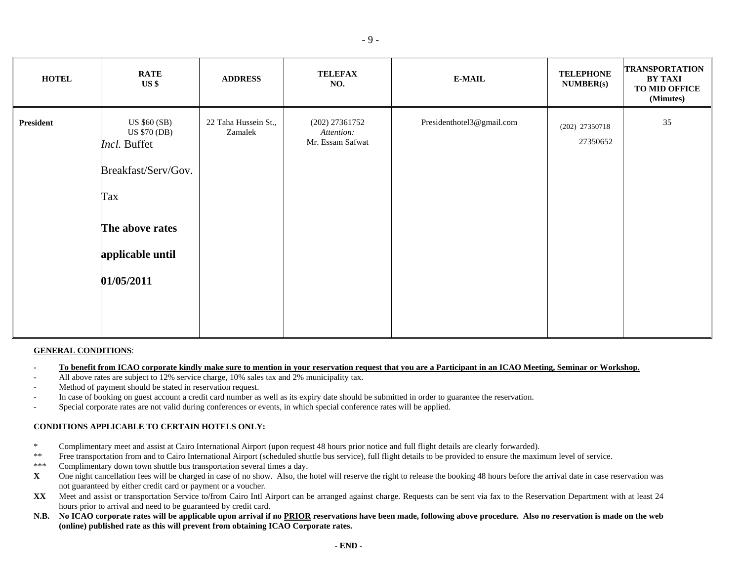| HOTEL | RATE US $ | ADDRESS | TELEFAX NO. | E-MAIL | TELEPHONE NUMBER(s) | TRANSPORTATION BY TAXI TO MID OFFICE (Minutes) |
|---|---|---|---|---|---|---|
| **President** | US $60 (SB)<br>US $70 (DB)<br>*Incl.* Buffet Breakfast/Serv/Gov. Tax<br>**The above rates applicable until 01/05/2011** | 22 Taha Hussein St., Zamalek | (202) 27361752<br>*Attention:*<br>Mr. Essam Safwat | Presidenthotel3@gmail.com | (202) 27350718<br>27350652 | 35 |

**GENERAL CONDITIONS**:

- **To benefit from ICAO corporate kindly make sure to mention in your reservation request that you are a Participant in an ICAO Meeting, Seminar or Workshop.**
- All above rates are subject to 12% service charge, 10% sales tax and 2% municipality tax.
- Method of payment should be stated in reservation request.
- In case of booking on guest account a credit card number as well as its expiry date should be submitted in order to guarantee the reservation.
- Special corporate rates are not valid during conferences or events, in which special conference rates will be applied.

**CONDITIONS APPLICABLE TO CERTAIN HOTELS ONLY:**

- \* Complimentary meet and assist at Cairo International Airport (upon request 48 hours prior notice and full flight details are clearly forwarded).
- \*\* Free transportation from and to Cairo International Airport (scheduled shuttle bus service), full flight details to be provided to ensure the maximum level of service.
- \*\*\* Complimentary down town shuttle bus transportation several times a day.
- **X** One night cancellation fees will be charged in case of no show. Also, the hotel will reserve the right to release the booking 48 hours before the arrival date in case reservation was not guaranteed by either credit card or payment or a voucher.
- **XX** Meet and assist or transportation Service to/from Cairo Intl Airport can be arranged against charge. Requests can be sent via fax to the Reservation Department with at least 24 hours prior to arrival and need to be guaranteed by credit card.
- **N.B.** **No ICAO corporate rates will be applicable upon arrival if no PRIOR reservations have been made, following above procedure. Also no reservation is made on the web (online) published rate as this will prevent from obtaining ICAO Corporate rates.**

**- END -**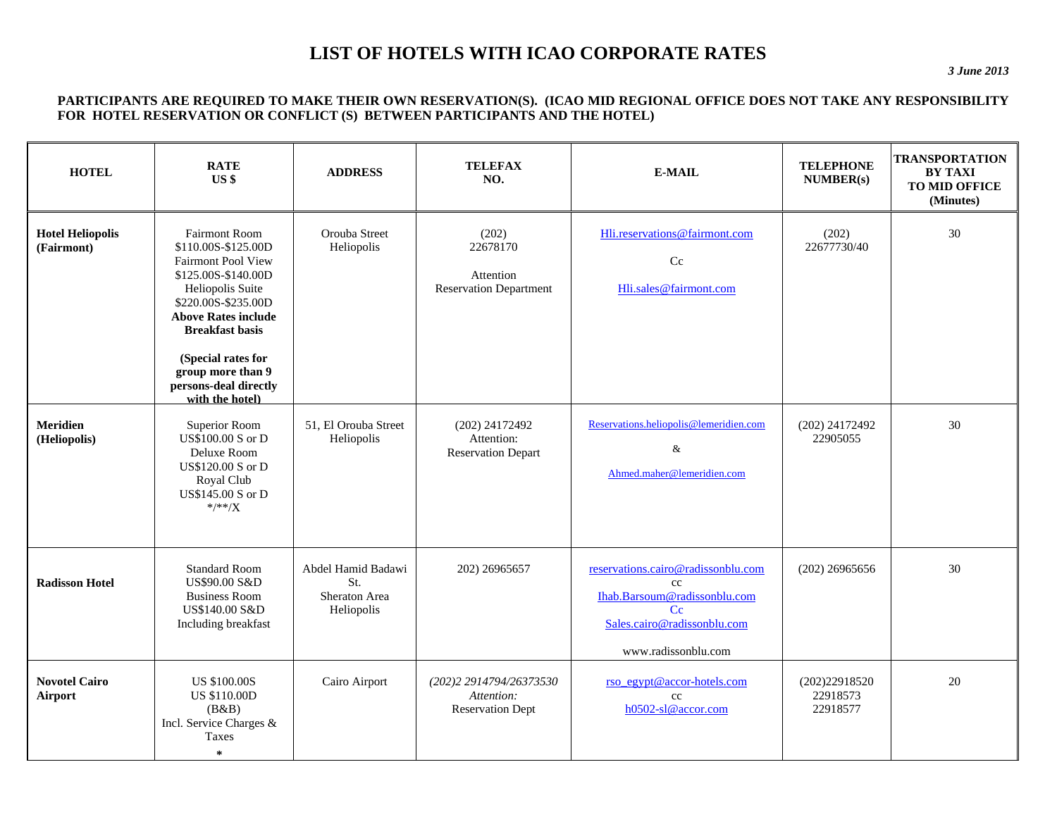# LIST OF HOTELS WITH ICAO CORPORATE RATES

*3 June 2013*

**PARTICIPANTS ARE REQUIRED TO MAKE THEIR OWN RESERVATION(S). (ICAO MID REGIONAL OFFICE DOES NOT TAKE ANY RESPONSIBILITY FOR HOTEL RESERVATION OR CONFLICT (S) BETWEEN PARTICIPANTS AND THE HOTEL)**

| HOTEL | RATE US $ | ADDRESS | TELEFAX NO. | E-MAIL | TELEPHONE NUMBER(s) | TRANSPORTATION BY TAXI TO MID OFFICE (Minutes) |
|---|---|---|---|---|---|---|
| **Hotel Heliopolis (Fairmont)** | Fairmont Room $110.00S-$125.00D Fairmont Pool View $125.00S-$140.00D Heliopolis Suite $220.00S-$235.00D **Above Rates include Breakfast basis** **(Special rates for group more than 9 persons-deal directly with the hotel)** | Orouba Street Heliopolis | (202) 22678170 Attention Reservation Department | Hli.reservations@fairmont.com Cc Hli.sales@fairmont.com | (202) 22677730/40 | 30 |
| **Meridien (Heliopolis)** | Superior Room US$100.00 S or D Deluxe Room US$120.00 S or D Royal Club US$145.00 S or D */**/X | 51, El Orouba Street Heliopolis | (202) 24172492 Attention: Reservation Depart | Reservations.heliopolis@lemeridien.com & Ahmed.maher@lemeridien.com | (202) 24172492 22905055 | 30 |
| **Radisson Hotel** | Standard Room US$90.00 S&D Business Room US$140.00 S&D Including breakfast | Abdel Hamid Badawi St. Sheraton Area Heliopolis | 202) 26965657 | reservations.cairo@radissonblu.com cc Ihab.Barsoum@radissonblu.com Cc Sales.cairo@radissonblu.com www.radissonblu.com | (202) 26965656 | 30 |
| **Novotel Cairo Airport** | US $100.00S US $110.00D (B&B) Incl. Service Charges & Taxes * | Cairo Airport | *(202)2 2914794/26373530* *Attention:* Reservation Dept | rso_egypt@accor-hotels.com cc h0502-sl@accor.com | (202)22918520 22918573 22918577 | 20 |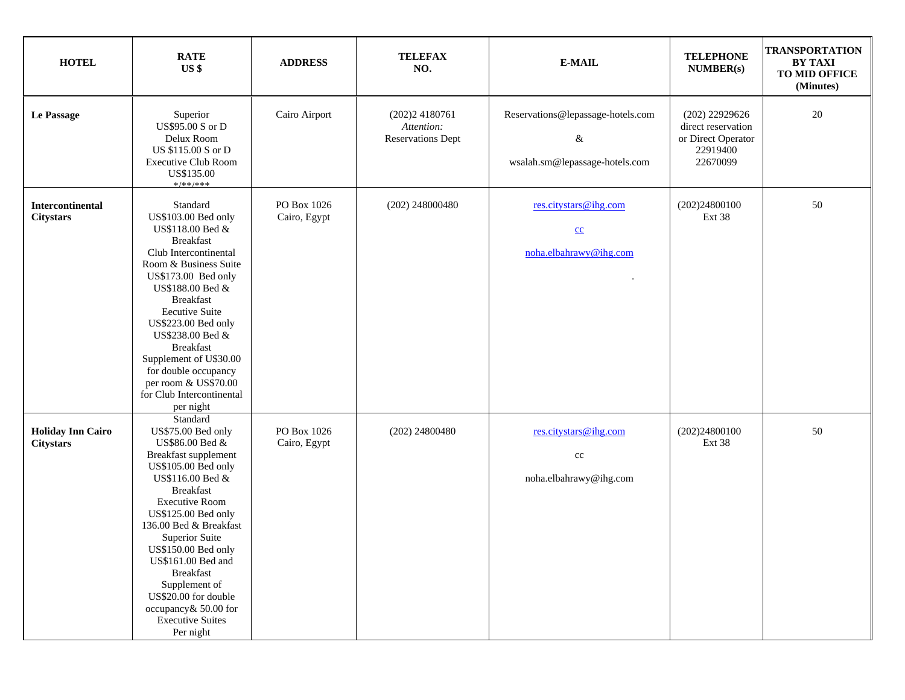| HOTEL | RATE US $ | ADDRESS | TELEFAX NO. | E-MAIL | TELEPHONE NUMBER(s) | TRANSPORTATION BY TAXI TO MID OFFICE (Minutes) |
|---|---|---|---|---|---|---|
| **Le Passage** | Superior US$95.00 S or D Delux Room US $115.00 S or D Executive Club Room US$135.00 \*/\*\*/\*\*\* | Cairo Airport | (202)2 4180761 *Attention:* Reservations Dept | Reservations@lepassage-hotels.com & wsalah.sm@lepassage-hotels.com | (202) 22929626 direct reservation or Direct Operator 22919400 22670099 | 20 |
| **Intercontinental Citystars** | Standard US$103.00 Bed only US$118.00 Bed & Breakfast Club Intercontinental Room & Business Suite US$173.00 Bed only US$188.00 Bed & Breakfast Eecutive Suite US$223.00 Bed only US$238.00 Bed & Breakfast Supplement of U$30.00 for double occupancy per room & US$70.00 for Club Intercontinental per night | PO Box 1026 Cairo, Egypt | (202) 248000480 | res.citystars@ihg.com cc noha.elbahrawy@ihg.com . | (202)24800100 Ext 38 | 50 |
| **Holiday Inn Cairo Citystars** | Standard US$75.00 Bed only US$86.00 Bed & Breakfast supplement US$105.00 Bed only US$116.00 Bed & Breakfast Executive Room US$125.00 Bed only 136.00 Bed & Breakfast Superior Suite US$150.00 Bed only US$161.00 Bed and Breakfast Supplement of US$20.00 for double occupancy& 50.00 for Executive Suites Per night | PO Box 1026 Cairo, Egypt | (202) 24800480 | res.citystars@ihg.com cc noha.elbahrawy@ihg.com | (202)24800100 Ext 38 | 50 |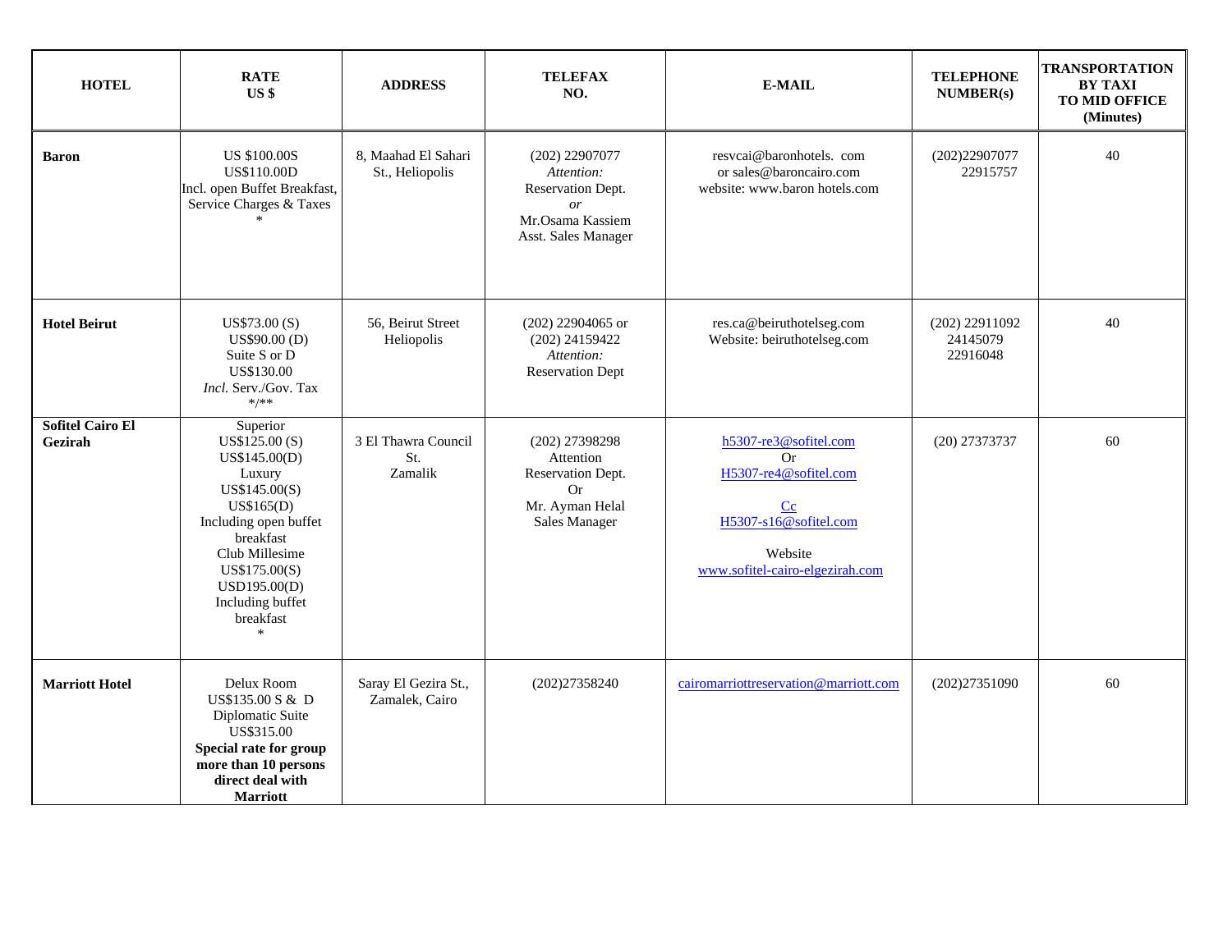| HOTEL | RATE US $ | ADDRESS | TELEFAX NO. | E-MAIL | TELEPHONE NUMBER(s) | TRANSPORTATION BY TAXI TO MID OFFICE (Minutes) |
|---|---|---|---|---|---|---|
| **Baron** | US $100.00S<br>US$110.00D<br>Incl. open Buffet Breakfast, Service Charges & Taxes<br>* | 8, Maahad El Sahari St., Heliopolis | (202) 22907077<br>*Attention:*<br>Reservation Dept.<br>*or*<br>Mr.Osama Kassiem<br>Asst. Sales Manager | resvcai@baronhotels. com<br>or sales@baroncairo.com<br>website: www.baron hotels.com | (202)22907077<br>22915757 | 40 |
| **Hotel Beirut** | US$73.00 (S)<br>US$90.00 (D)<br>Suite S or D<br>US$130.00<br>*Incl.* Serv./Gov. Tax<br>*/** | 56, Beirut Street Heliopolis | (202) 22904065 or<br>(202) 24159422<br>*Attention:*<br>Reservation Dept | res.ca@beiruthotelseg.com<br>Website: beiruthotelseg.com | (202) 22911092<br>24145079<br>22916048 | 40 |
| **Sofitel Cairo El Gezirah** | Superior<br>US$125.00 (S)<br>US$145.00(D)<br>Luxury<br>US$145.00(S)<br>US$165(D)<br>Including open buffet breakfast<br>Club Millesime<br>US$175.00(S)<br>USD195.00(D)<br>Including buffet breakfast<br>* | 3 El Thawra Council St.<br>Zamalik | (202) 27398298<br>Attention<br>Reservation Dept.<br>Or<br>Mr. Ayman Helal<br>Sales Manager | h5307-re3@sofitel.com<br>Or<br>H5307-re4@sofitel.com<br><br>Cc<br>H5307-s16@sofitel.com<br><br>Website<br>www.sofitel-cairo-elgezirah.com | (20) 27373737 | 60 |
| **Marriott Hotel** | Delux Room<br>US$135.00 S & D<br>Diplomatic Suite<br>US$315.00<br>**Special rate for group more than 10 persons direct deal with Marriott** | Saray El Gezira St., Zamalek, Cairo | (202)27358240 | cairomarriottreservation@marriott.com | (202)27351090 | 60 |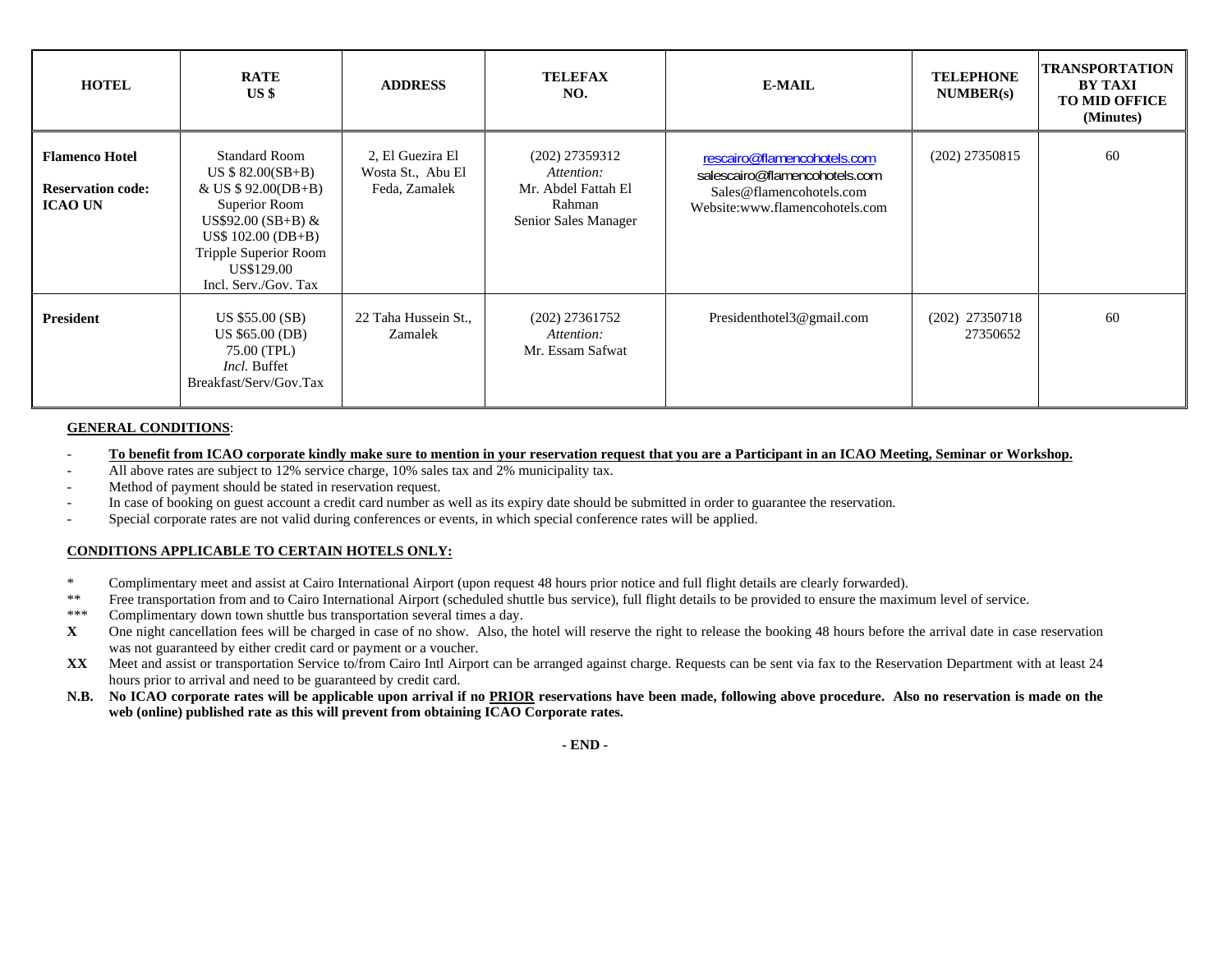| HOTEL | RATE US $ | ADDRESS | TELEFAX NO. | E-MAIL | TELEPHONE NUMBER(s) | TRANSPORTATION BY TAXI TO MID OFFICE (Minutes) |
|---|---|---|---|---|---|---|
| **Flamenco Hotel**<br><br>**Reservation code: ICAO UN** | Standard Room US $ 82.00(SB+B) & US $ 92.00(DB+B) Superior Room US$92.00 (SB+B) & US$ 102.00 (DB+B) Tripple Superior Room US$129.00 Incl. Serv./Gov. Tax | 2, El Guezira El Wosta St., Abu El Feda, Zamalek | (202) 27359312 *Attention:* Mr. Abdel Fattah El Rahman Senior Sales Manager | rescairo@flamencohotels.com salescairo@flamencohotels.com Sales@flamencohotels.com Website:www.flamencohotels.com | (202) 27350815 | 60 |
| **President** | US $55.00 (SB) US $65.00 (DB) 75.00 (TPL) *Incl.* Buffet Breakfast/Serv/Gov.Tax | 22 Taha Hussein St., Zamalek | (202) 27361752 *Attention:* Mr. Essam Safwat | Presidenthotel3@gmail.com | (202) 27350718 27350652 | 60 |

**GENERAL CONDITIONS**:

- **To benefit from ICAO corporate kindly make sure to mention in your reservation request that you are a Participant in an ICAO Meeting, Seminar or Workshop.**
- All above rates are subject to 12% service charge, 10% sales tax and 2% municipality tax.
- Method of payment should be stated in reservation request.
- In case of booking on guest account a credit card number as well as its expiry date should be submitted in order to guarantee the reservation.
- Special corporate rates are not valid during conferences or events, in which special conference rates will be applied.

**CONDITIONS APPLICABLE TO CERTAIN HOTELS ONLY:**

\* Complimentary meet and assist at Cairo International Airport (upon request 48 hours prior notice and full flight details are clearly forwarded).

\*\* Free transportation from and to Cairo International Airport (scheduled shuttle bus service), full flight details to be provided to ensure the maximum level of service.

\*\*\* Complimentary down town shuttle bus transportation several times a day.

**X** One night cancellation fees will be charged in case of no show. Also, the hotel will reserve the right to release the booking 48 hours before the arrival date in case reservation was not guaranteed by either credit card or payment or a voucher.

**XX** Meet and assist or transportation Service to/from Cairo Intl Airport can be arranged against charge. Requests can be sent via fax to the Reservation Department with at least 24 hours prior to arrival and need to be guaranteed by credit card.

**N.B. No ICAO corporate rates will be applicable upon arrival if no PRIOR reservations have been made, following above procedure. Also no reservation is made on the web (online) published rate as this will prevent from obtaining ICAO Corporate rates.**

**- END -**